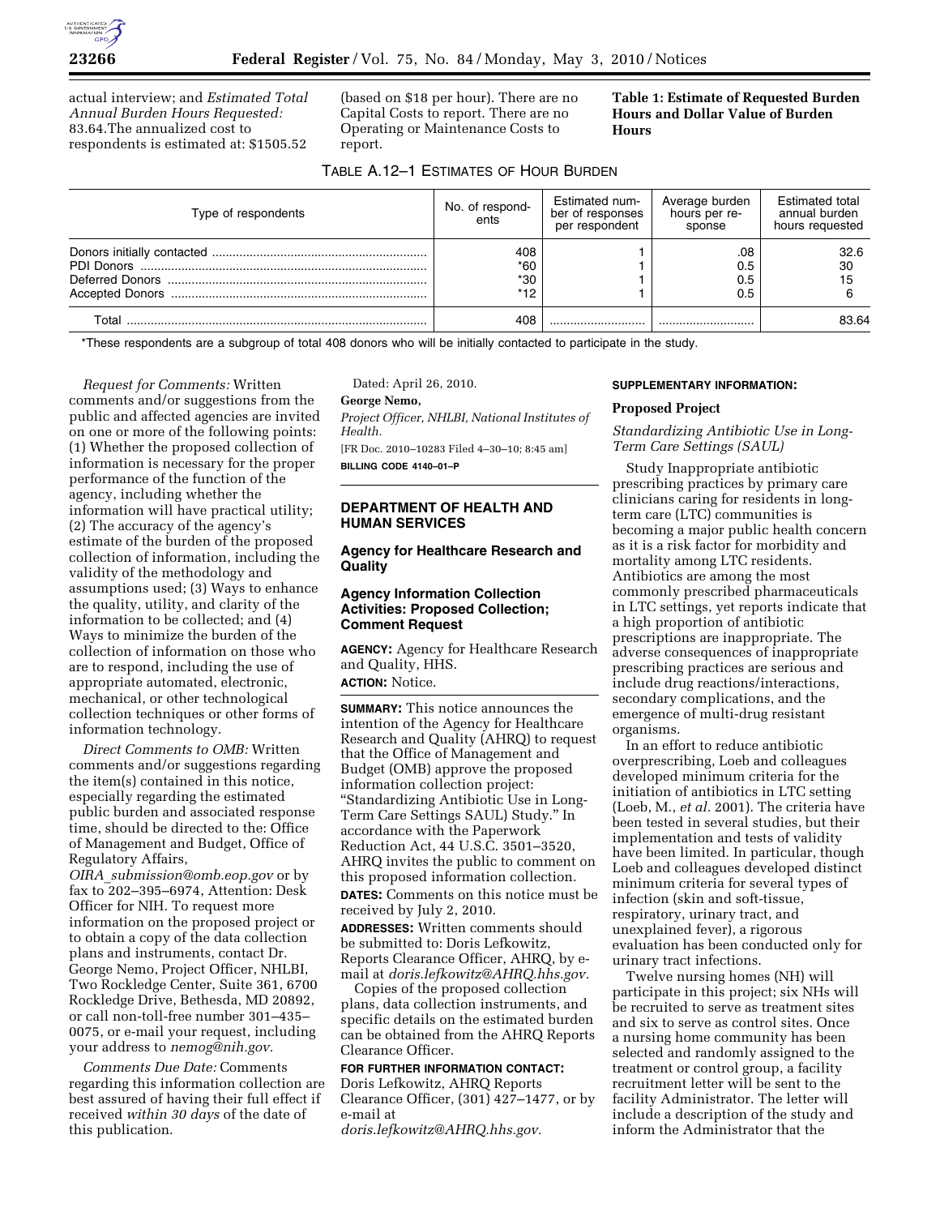actual interview; and *Estimated Total Annual Burden Hours Requested:* 83.64.The annualized cost to respondents is estimated at: $1505.52 (based on $18 per hour). There are no Capital Costs to report. There are no Operating or Maintenance Costs to report.

**Table 1: Estimate of Requested Burden Hours and Dollar Value of Burden Hours**

TABLE A.12–1 ESTIMATES OF HOUR BURDEN

| Type of respondents | No. of respondents | Estimated number of responses per respondent | Average burden hours per response | Estimated total annual burden hours requested |
|---|---|---|---|---|
| Donors initially contacted | 408 | 1 | .08 | 32.6 |
| PDI Donors | *60 | 1 | 0.5 | 30 |
| Deferred Donors | *30 | 1 | 0.5 | 15 |
| Accepted Donors | *12 | 1 | 0.5 | 6 |
| Total | 408 | | | 83.64 |

*These respondents are a subgroup of total 408 donors who will be initially contacted to participate in the study.

*Request for Comments:* Written comments and/or suggestions from the public and affected agencies are invited on one or more of the following points: (1) Whether the proposed collection of information is necessary for the proper performance of the function of the agency, including whether the information will have practical utility; (2) The accuracy of the agency's estimate of the burden of the proposed collection of information, including the validity of the methodology and assumptions used; (3) Ways to enhance the quality, utility, and clarity of the information to be collected; and (4) Ways to minimize the burden of the collection of information on those who are to respond, including the use of appropriate automated, electronic, mechanical, or other technological collection techniques or other forms of information technology.

*Direct Comments to OMB:* Written comments and/or suggestions regarding the item(s) contained in this notice, especially regarding the estimated public burden and associated response time, should be directed to the: Office of Management and Budget, Office of Regulatory Affairs, *OIRA_submission@omb.eop.gov* or by fax to 202–395–6974, Attention: Desk Officer for NIH. To request more information on the proposed project or to obtain a copy of the data collection plans and instruments, contact Dr. George Nemo, Project Officer, NHLBI, Two Rockledge Center, Suite 361, 6700 Rockledge Drive, Bethesda, MD 20892, or call non-toll-free number 301–435–0075, or e-mail your request, including your address to *nemog@nih.gov.*

*Comments Due Date:* Comments regarding this information collection are best assured of having their full effect if received *within 30 days* of the date of this publication.

Dated: April 26, 2010.

**George Nemo,**

*Project Officer, NHLBI, National Institutes of Health.*

[FR Doc. 2010–10283 Filed 4–30–10; 8:45 am]

**BILLING CODE 4140–01–P**

## DEPARTMENT OF HEALTH AND HUMAN SERVICES

### Agency for Healthcare Research and Quality

### Agency Information Collection Activities: Proposed Collection; Comment Request

**AGENCY:** Agency for Healthcare Research and Quality, HHS.

**ACTION:** Notice.

**SUMMARY:** This notice announces the intention of the Agency for Healthcare Research and Quality (AHRQ) to request that the Office of Management and Budget (OMB) approve the proposed information collection project: "Standardizing Antibiotic Use in Long-Term Care Settings SAUL) Study." In accordance with the Paperwork Reduction Act, 44 U.S.C. 3501–3520, AHRQ invites the public to comment on this proposed information collection.

**DATES:** Comments on this notice must be received by July 2, 2010.

**ADDRESSES:** Written comments should be submitted to: Doris Lefkowitz, Reports Clearance Officer, AHRQ, by e-mail at *doris.lefkowitz@AHRQ.hhs.gov.*

Copies of the proposed collection plans, data collection instruments, and specific details on the estimated burden can be obtained from the AHRQ Reports Clearance Officer.

**FOR FURTHER INFORMATION CONTACT:** Doris Lefkowitz, AHRQ Reports Clearance Officer, (301) 427–1477, or by e-mail at *doris.lefkowitz@AHRQ.hhs.gov.*

**SUPPLEMENTARY INFORMATION:**

### Proposed Project

*Standardizing Antibiotic Use in Long-Term Care Settings (SAUL)*

Study Inappropriate antibiotic prescribing practices by primary care clinicians caring for residents in long-term care (LTC) communities is becoming a major public health concern as it is a risk factor for morbidity and mortality among LTC residents. Antibiotics are among the most commonly prescribed pharmaceuticals in LTC settings, yet reports indicate that a high proportion of antibiotic prescriptions are inappropriate. The adverse consequences of inappropriate prescribing practices are serious and include drug reactions/interactions, secondary complications, and the emergence of multi-drug resistant organisms.

In an effort to reduce antibiotic overprescribing, Loeb and colleagues developed minimum criteria for the initiation of antibiotics in LTC setting (Loeb, M., *et al.* 2001). The criteria have been tested in several studies, but their implementation and tests of validity have been limited. In particular, though Loeb and colleagues developed distinct minimum criteria for several types of infection (skin and soft-tissue, respiratory, urinary tract, and unexplained fever), a rigorous evaluation has been conducted only for urinary tract infections.

Twelve nursing homes (NH) will participate in this project; six NHs will be recruited to serve as treatment sites and six to serve as control sites. Once a nursing home community has been selected and randomly assigned to the treatment or control group, a facility recruitment letter will be sent to the facility Administrator. The letter will include a description of the study and inform the Administrator that the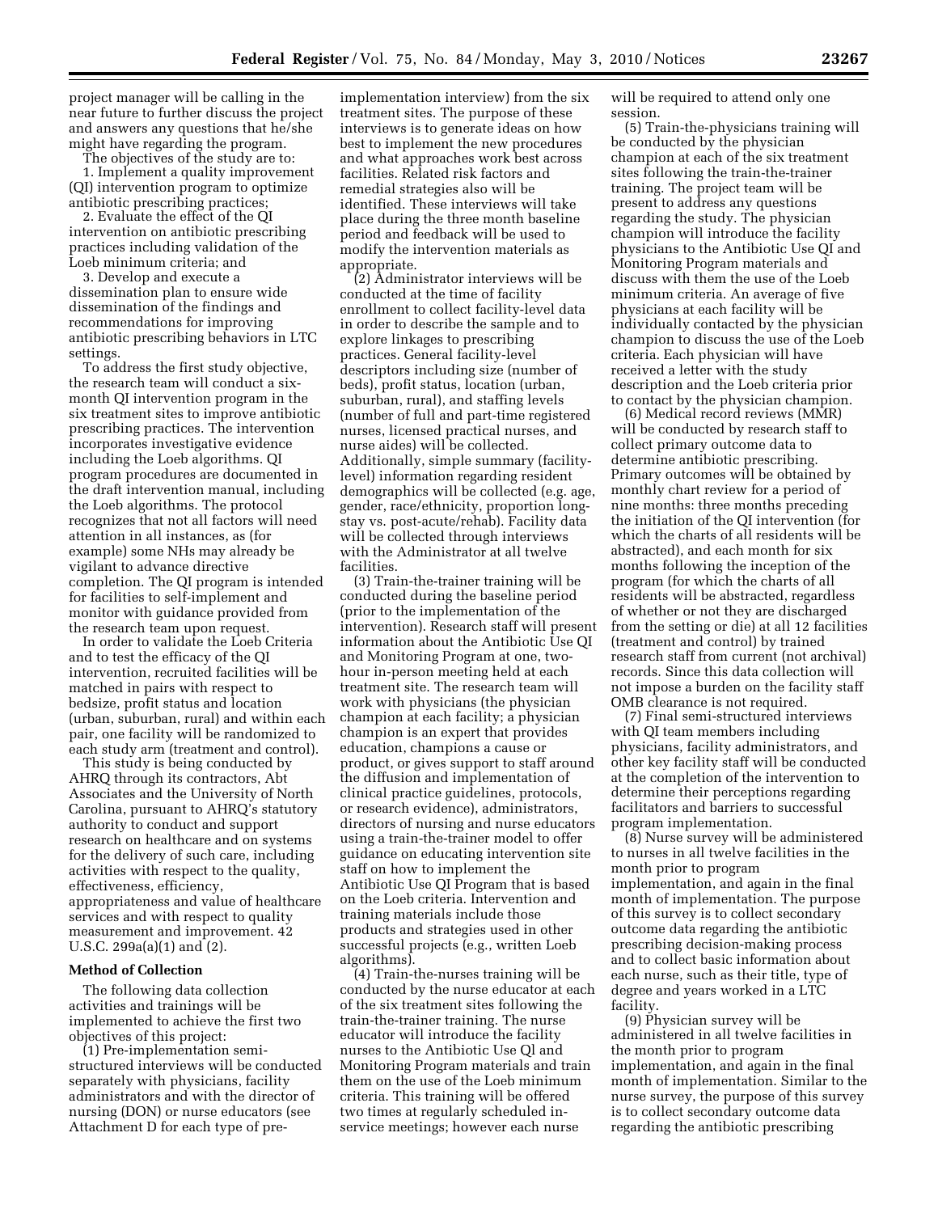project manager will be calling in the near future to further discuss the project and answers any questions that he/she might have regarding the program.

The objectives of the study are to:

1. Implement a quality improvement (QI) intervention program to optimize antibiotic prescribing practices;

2. Evaluate the effect of the QI intervention on antibiotic prescribing practices including validation of the Loeb minimum criteria; and

3. Develop and execute a dissemination plan to ensure wide dissemination of the findings and recommendations for improving antibiotic prescribing behaviors in LTC settings.

To address the first study objective, the research team will conduct a six-month QI intervention program in the six treatment sites to improve antibiotic prescribing practices. The intervention incorporates investigative evidence including the Loeb algorithms. QI program procedures are documented in the draft intervention manual, including the Loeb algorithms. The protocol recognizes that not all factors will need attention in all instances, as (for example) some NHs may already be vigilant to advance directive completion. The QI program is intended for facilities to self-implement and monitor with guidance provided from the research team upon request.

In order to validate the Loeb Criteria and to test the efficacy of the QI intervention, recruited facilities will be matched in pairs with respect to bedsize, profit status and location (urban, suburban, rural) and within each pair, one facility will be randomized to each study arm (treatment and control).

This study is being conducted by AHRQ through its contractors, Abt Associates and the University of North Carolina, pursuant to AHRQ's statutory authority to conduct and support research on healthcare and on systems for the delivery of such care, including activities with respect to the quality, effectiveness, efficiency, appropriateness and value of healthcare services and with respect to quality measurement and improvement. 42 U.S.C. 299a(a)(1) and (2).

### Method of Collection

The following data collection activities and trainings will be implemented to achieve the first two objectives of this project:

(1) Pre-implementation semi-structured interviews will be conducted separately with physicians, facility administrators and with the director of nursing (DON) or nurse educators (see Attachment D for each type of pre-implementation interview) from the six treatment sites. The purpose of these interviews is to generate ideas on how best to implement the new procedures and what approaches work best across facilities. Related risk factors and remedial strategies also will be identified. These interviews will take place during the three month baseline period and feedback will be used to modify the intervention materials as appropriate.

(2) Administrator interviews will be conducted at the time of facility enrollment to collect facility-level data in order to describe the sample and to explore linkages to prescribing practices. General facility-level descriptors including size (number of beds), profit status, location (urban, suburban, rural), and staffing levels (number of full and part-time registered nurses, licensed practical nurses, and nurse aides) will be collected. Additionally, simple summary (facility-level) information regarding resident demographics will be collected (e.g. age, gender, race/ethnicity, proportion long-stay vs. post-acute/rehab). Facility data will be collected through interviews with the Administrator at all twelve facilities.

(3) Train-the-trainer training will be conducted during the baseline period (prior to the implementation of the intervention). Research staff will present information about the Antibiotic Use QI and Monitoring Program at one, two-hour in-person meeting held at each treatment site. The research team will work with physicians (the physician champion at each facility; a physician champion is an expert that provides education, champions a cause or product, or gives support to staff around the diffusion and implementation of clinical practice guidelines, protocols, or research evidence), administrators, directors of nursing and nurse educators using a train-the-trainer model to offer guidance on educating intervention site staff on how to implement the Antibiotic Use QI Program that is based on the Loeb criteria. Intervention and training materials include those products and strategies used in other successful projects (e.g., written Loeb algorithms).

(4) Train-the-nurses training will be conducted by the nurse educator at each of the six treatment sites following the train-the-trainer training. The nurse educator will introduce the facility nurses to the Antibiotic Use Ql and Monitoring Program materials and train them on the use of the Loeb minimum criteria. This training will be offered two times at regularly scheduled in-service meetings; however each nurse will be required to attend only one session.

(5) Train-the-physicians training will be conducted by the physician champion at each of the six treatment sites following the train-the-trainer training. The project team will be present to address any questions regarding the study. The physician champion will introduce the facility physicians to the Antibiotic Use QI and Monitoring Program materials and discuss with them the use of the Loeb minimum criteria. An average of five physicians at each facility will be individually contacted by the physician champion to discuss the use of the Loeb criteria. Each physician will have received a letter with the study description and the Loeb criteria prior to contact by the physician champion.

(6) Medical record reviews (MMR) will be conducted by research staff to collect primary outcome data to determine antibiotic prescribing. Primary outcomes will be obtained by monthly chart review for a period of nine months: three months preceding the initiation of the QI intervention (for which the charts of all residents will be abstracted), and each month for six months following the inception of the program (for which the charts of all residents will be abstracted, regardless of whether or not they are discharged from the setting or die) at all 12 facilities (treatment and control) by trained research staff from current (not archival) records. Since this data collection will not impose a burden on the facility staff OMB clearance is not required.

(7) Final semi-structured interviews with QI team members including physicians, facility administrators, and other key facility staff will be conducted at the completion of the intervention to determine their perceptions regarding facilitators and barriers to successful program implementation.

(8) Nurse survey will be administered to nurses in all twelve facilities in the month prior to program implementation, and again in the final month of implementation. The purpose of this survey is to collect secondary outcome data regarding the antibiotic prescribing decision-making process and to collect basic information about each nurse, such as their title, type of degree and years worked in a LTC facility.

(9) Physician survey will be administered in all twelve facilities in the month prior to program implementation, and again in the final month of implementation. Similar to the nurse survey, the purpose of this survey is to collect secondary outcome data regarding the antibiotic prescribing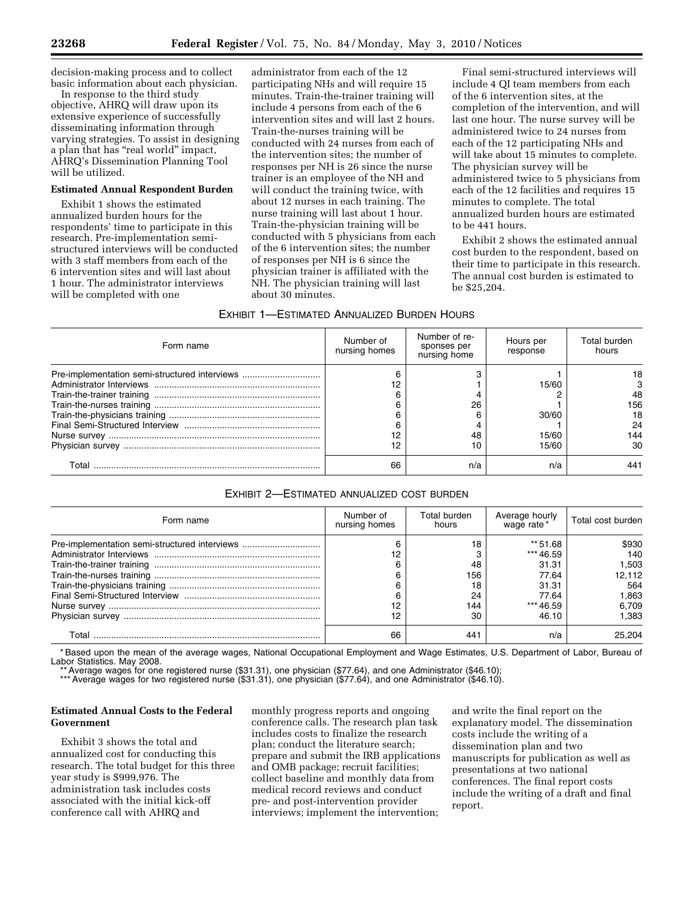decision-making process and to collect basic information about each physician.

In response to the third study objective, AHRQ will draw upon its extensive experience of successfully disseminating information through varying strategies. To assist in designing a plan that has "real world" impact, AHRQ's Dissemination Planning Tool will be utilized.

**Estimated Annual Respondent Burden**

Exhibit 1 shows the estimated annualized burden hours for the respondents' time to participate in this research. Pre-implementation semi-structured interviews will be conducted with 3 staff members from each of the 6 intervention sites and will last about 1 hour. The administrator interviews will be completed with one administrator from each of the 12 participating NHs and will require 15 minutes. Train-the-trainer training will include 4 persons from each of the 6 intervention sites and will last 2 hours. Train-the-nurses training will be conducted with 24 nurses from each of the intervention sites; the number of responses per NH is 26 since the nurse trainer is an employee of the NH and will conduct the training twice, with about 12 nurses in each training. The nurse training will last about 1 hour. Train-the-physician training will be conducted with 5 physicians from each of the 6 intervention sites; the number of responses per NH is 6 since the physician trainer is affiliated with the NH. The physician training will last about 30 minutes.

Final semi-structured interviews will include 4 QI team members from each of the 6 intervention sites, at the completion of the intervention, and will last one hour. The nurse survey will be administered twice to 24 nurses from each of the 12 participating NHs and will take about 15 minutes to complete. The physician survey will be administered twice to 5 physicians from each of the 12 facilities and requires 15 minutes to complete. The total annualized burden hours are estimated to be 441 hours.

Exhibit 2 shows the estimated annual cost burden to the respondent, based on their time to participate in this research. The annual cost burden is estimated to be $25,204.

EXHIBIT 1—ESTIMATED ANNUALIZED BURDEN HOURS

| Form name | Number of nursing homes | Number of responses per nursing home | Hours per response | Total burden hours |
|---|---|---|---|---|
| Pre-implementation semi-structured interviews | 6 | 3 | 1 | 18 |
| Administrator Interviews | 12 | 1 | 15/60 | 3 |
| Train-the-trainer training | 6 | 4 | 2 | 48 |
| Train-the-nurses training | 6 | 26 | 1 | 156 |
| Train-the-physicians training | 6 | 6 | 30/60 | 18 |
| Final Semi-Structured Interview | 6 | 4 | 1 | 24 |
| Nurse survey | 12 | 48 | 15/60 | 144 |
| Physician survey | 12 | 10 | 15/60 | 30 |
| Total | 66 | n/a | n/a | 441 |

EXHIBIT 2—ESTIMATED ANNUALIZED COST BURDEN

| Form name | Number of nursing homes | Total burden hours | Average hourly wage rate* | Total cost burden |
|---|---|---|---|---|
| Pre-implementation semi-structured interviews | 6 | 18 | **51.68 | $930 |
| Administrator Interviews | 12 | 3 | ***46.59 | 140 |
| Train-the-trainer training | 6 | 48 | 31.31 | 1,503 |
| Train-the-nurses training | 6 | 156 | 77.64 | 12,112 |
| Train-the-physicians training | 6 | 18 | 31.31 | 564 |
| Final Semi-Structured Interview | 6 | 24 | 77.64 | 1,863 |
| Nurse survey | 12 | 144 | ***46.59 | 6,709 |
| Physician survey | 12 | 30 | 46.10 | 1,383 |
| Total | 66 | 441 | n/a | 25,204 |

\* Based upon the mean of the average wages, National Occupational Employment and Wage Estimates, U.S. Department of Labor, Bureau of Labor Statistics. May 2008.

\*\* Average wages for one registered nurse ($31.31), one physician ($77.64), and one Administrator ($46.10);

\*\*\* Average wages for two registered nurse ($31.31), one physician ($77.64), and one Administrator ($46.10).

**Estimated Annual Costs to the Federal Government**

Exhibit 3 shows the total and annualized cost for conducting this research. The total budget for this three year study is $999,976. The administration task includes costs associated with the initial kick-off conference call with AHRQ and monthly progress reports and ongoing conference calls. The research plan task includes costs to finalize the research plan; conduct the literature search; prepare and submit the IRB applications and OMB package; recruit facilities; collect baseline and monthly data from medical record reviews and conduct pre- and post-intervention provider interviews; implement the intervention; and write the final report on the explanatory model. The dissemination costs include the writing of a dissemination plan and two manuscripts for publication as well as presentations at two national conferences. The final report costs include the writing of a draft and final report.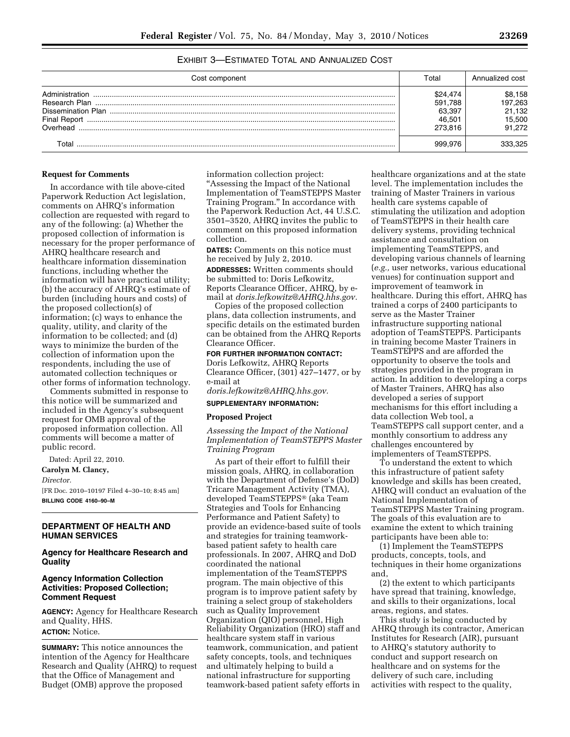### EXHIBIT 3—ESTIMATED TOTAL AND ANNUALIZED COST

| Cost component | Total | Annualized cost |
|---|---|---|
| Administration | $24,474 | $8,158 |
| Research Plan | 591,788 | 197,263 |
| Dissemination Plan | 63,397 | 21,132 |
| Final Report | 46,501 | 15,500 |
| Overhead | 273,816 | 91,272 |
| Total | 999,976 | 333,325 |

**Request for Comments**

In accordance with tile above-cited Paperwork Reduction Act legislation, comments on AHRQ's information collection are requested with regard to any of the following: (a) Whether the proposed collection of information is necessary for the proper performance of AHRQ healthcare research and healthcare information dissemination functions, including whether the information will have practical utility; (b) the accuracy of AHRQ's estimate of burden (including hours and costs) of the proposed collection(s) of information; (c) ways to enhance the quality, utility, and clarity of the information to be collected; and (d) ways to minimize the burden of the collection of information upon the respondents, including the use of automated collection techniques or other forms of information technology.

Comments submitted in response to this notice will be summarized and included in the Agency's subsequent request for OMB approval of the proposed information collection. All comments will become a matter of public record.

Dated: April 22, 2010.

**Carolyn M. Clancy,**

*Director.*

[FR Doc. 2010–10197 Filed 4–30–10; 8:45 am]

**BILLING CODE 4160–90–M**

## DEPARTMENT OF HEALTH AND HUMAN SERVICES

### Agency for Healthcare Research and Quality

### Agency Information Collection Activities: Proposed Collection; Comment Request

**AGENCY:** Agency for Healthcare Research and Quality, HHS.

**ACTION:** Notice.

**SUMMARY:** This notice announces the intention of the Agency for Healthcare Research and Quality (AHRQ) to request that the Office of Management and Budget (OMB) approve the proposed information collection project: "Assessing the Impact of the National Implementation of TeamSTEPPS Master Training Program." In accordance with the Paperwork Reduction Act, 44 U.S.C. 3501–3520, AHRQ invites the public to comment on this proposed information collection.

**DATES:** Comments on this notice must he received by July 2, 2010.

**ADDRESSES:** Written comments should be submitted to: Doris Lefkowitz, Reports Clearance Officer, AHRQ, by e-mail at *doris.lefkowitz@AHRQ.hhs.gov.*

Copies of the proposed collection plans, data collection instruments, and specific details on the estimated burden can be obtained from the AHRQ Reports Clearance Officer.

**FOR FURTHER INFORMATION CONTACT:** Doris Lefkowitz, AHRQ Reports Clearance Officer, (301) 427–1477, or by e-mail at *doris.lefkowitz@AHRQ.hhs.gov.*

**SUPPLEMENTARY INFORMATION:**

**Proposed Project**

*Assessing the Impact of the National Implementation of TeamSTEPPS Master Training Program*

As part of their effort to fulfill their mission goals, AHRQ, in collaboration with the Department of Defense's (DoD) Tricare Management Activity (TMA), developed TeamSTEPPS® (aka Team Strategies and Tools for Enhancing Performance and Patient Safety) to provide an evidence-based suite of tools and strategies for training teamwork-based patient safety to health care professionals. In 2007, AHRQ and DoD coordinated the national implementation of the TeamSTEPPS program. The main objective of this program is to improve patient safety by training a select group of stakeholders such as Quality Improvement Organization (QIO) personnel, High Reliability Organization (HRO) staff and healthcare system staff in various teamwork, communication, and patient safety concepts, tools, and techniques and ultimately helping to build a national infrastructure for supporting teamwork-based patient safety efforts in healthcare organizations and at the state level. The implementation includes the training of Master Trainers in various health care systems capable of stimulating the utilization and adoption of TeamSTEPPS in their health care delivery systems, providing technical assistance and consultation on implementing TeamSTEPPS, and developing various channels of learning (*e.g.,* user networks, various educational venues) for continuation support and improvement of teamwork in healthcare. During this effort, AHRQ has trained a corps of 2400 participants to serve as the Master Trainer infrastructure supporting national adoption of TeamSTEPPS. Participants in training become Master Trainers in TeamSTEPPS and are afforded the opportunity to observe the tools and strategies provided in the program in action. In addition to developing a corps of Master Trainers, AHRQ has also developed a series of support mechanisms for this effort including a data collection Web tool, a TeamSTEPPS call support center, and a monthly consortium to address any challenges encountered by implementers of TeamSTEPPS.

To understand the extent to which this infrastructure of patient safety knowledge and skills has been created, AHRQ will conduct an evaluation of the National Implementation of TeamSTEPPS Master Training program. The goals of this evaluation are to examine the extent to which training participants have been able to:

(1) Implement the TeamSTEPPS products, concepts, tools, and techniques in their home organizations and,

(2) the extent to which participants have spread that training, knowledge, and skills to their organizations, local areas, regions, and states.

This study is being conducted by AHRQ through its contractor, American Institutes for Research (AIR), pursuant to AHRQ's statutory authority to conduct and support research on healthcare and on systems for the delivery of such care, including activities with respect to the quality,